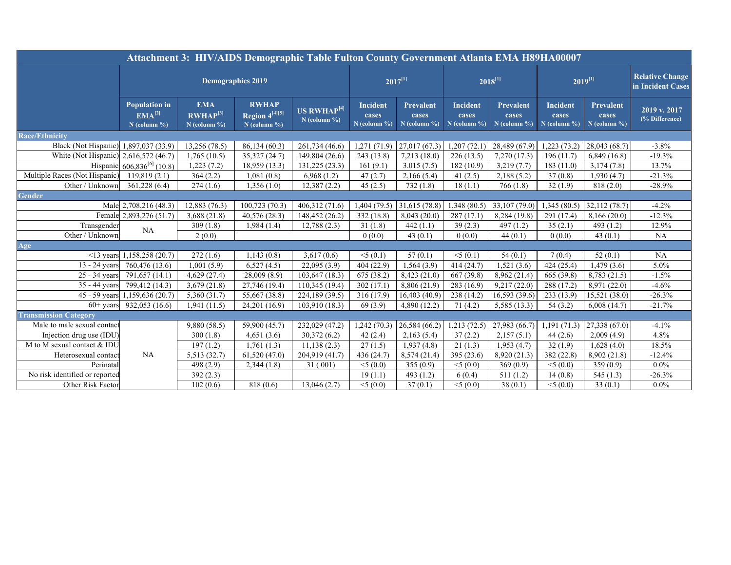# Attachment 3: HIV/AIDS Demographic Table Fulton County Government Atlanta EMA H89HA00007

| | Demographics 2019 | | | | 2017[1] | | 2018[1] | | 2019[1] | | Relative Change in Incident Cases |
|---|---|---|---|---|---|---|---|---|---|---|---|
| | Population in EMA[2] N (column %) | EMA RWHAP[3] N (column %) | RWHAP Region 4[4][5] N (column %) | US RWHAP[4] N (column %) | Incident cases N (column %) | Prevalent cases N (column %) | Incident cases N (column %) | Prevalent cases N (column %) | Incident cases N (column %) | Prevalent cases N (column %) | 2019 v. 2017 (% Difference) |
| **Race/Ethnicity** | | | | | | | | | | | |
| Black (Not Hispanic) | 1,897,037 (33.9) | 13,256 (78.5) | 86,134 (60.3) | 261,734 (46.6) | 1,271 (71.9) | 27,017 (67.3) | 1,207 (72.1) | 28,489 (67.9) | 1,223 (73.2) | 28,043 (68.7) | -3.8% |
| White (Not Hispanic) | 2,616,572 (46.7) | 1,765 (10.5) | 35,327 (24.7) | 149,804 (26.6) | 243 (13.8) | 7,213 (18.0) | 226 (13.5) | 7,270 (17.3) | 196 (11.7) | 6,849 (16.8) | -19.3% |
| Hispanic | 606,836[6] (10.8) | 1,223 (7.2) | 18,959 (13.3) | 131,225 (23.3) | 161 (9.1) | 3.015 (7.5) | 182 (10.9) | 3,219 (7.7) | 183 (11.0) | 3,174 (7.8) | 13.7% |
| Multiple Races (Not Hispanic) | 119,819 (2.1) | 364 (2.2) | 1,081 (0.8) | 6,968 (1.2) | 47 (2.7) | 2,166 (5.4) | 41 (2.5) | 2,188 (5.2) | 37 (0.8) | 1,930 (4.7) | -21.3% |
| Other / Unknown | 361,228 (6.4) | 274 (1.6) | 1,356 (1.0) | 12,387 (2.2) | 45 (2.5) | 732 (1.8) | 18 (1.1) | 766 (1.8) | 32 (1.9) | 818 (2.0) | -28.9% |
| **Gender** | | | | | | | | | | | |
| Male | 2,708,216 (48.3) | 12,883 (76.3) | 100,723 (70.3) | 406,312 (71.6) | 1,404 (79.5) | 31,615 (78.8) | 1,348 (80.5) | 33,107 (79.0) | 1,345 (80.5) | 32,112 (78.7) | -4.2% |
| Female | 2,893,276 (51.7) | 3,688 (21.8) | 40,576 (28.3) | 148,452 (26.2) | 332 (18.8) | 8,043 (20.0) | 287 (17.1) | 8,284 (19.8) | 291 (17.4) | 8,166 (20.0) | -12.3% |
| Transgender | NA | 309 (1.8) | 1,984 (1.4) | 12,788 (2.3) | 31 (1.8) | 442 (1.1) | 39 (2.3) | 497 (1.2) | 35 (2.1) | 493 (1.2) | 12.9% |
| Other / Unknown | | 2 (0.0) | | | 0 (0.0) | 43 (0.1) | 0 (0.0) | 44 (0.1) | 0 (0.0) | 43 (0.1) | NA |
| **Age** | | | | | | | | | | | |
| <13 years | 1,158,258 (20.7) | 272 (1.6) | 1,143 (0.8) | 3,617 (0.6) | <5 (0.1) | 57 (0.1) | <5 (0.1) | 54 (0.1) | 7 (0.4) | 52 (0.1) | NA |
| 13 - 24 years | 760,476 (13.6) | 1,001 (5.9) | 6,527 (4.5) | 22,095 (3.9) | 404 (22.9) | 1,564 (3.9) | 414 (24.7) | 1,521 (3.6) | 424 (25.4) | 1,479 (3.6) | 5.0% |
| 25 - 34 years | 791,657 (14.1) | 4,629 (27.4) | 28,009 (8.9) | 103,647 (18.3) | 675 (38.2) | 8,423 (21.0) | 667 (39.8) | 8,962 (21.4) | 665 (39.8) | 8,783 (21.5) | -1.5% |
| 35 - 44 years | 799,412 (14.3) | 3,679 (21.8) | 27,746 (19.4) | 110,345 (19.4) | 302 (17.1) | 8,806 (21.9) | 283 (16.9) | 9,217 (22.0) | 288 (17.2) | 8,971 (22.0) | -4.6% |
| 45 - 59 years | 1,159,636 (20.7) | 5,360 (31.7) | 55,667 (38.8) | 224,189 (39.5) | 316 (17.9) | 16,403 (40.9) | 238 (14.2) | 16,593 (39.6) | 233 (13.9) | 15,521 (38.0) | -26.3% |
| 60+ years | 932,053 (16.6) | 1,941 (11.5) | 24,201 (16.9) | 103,910 (18.3) | 69 (3.9) | 4,890 (12.2) | 71 (4.2) | 5,585 (13.3) | 54 (3.2) | 6,008 (14.7) | -21.7% |
| **Transmission Category** | | | | | | | | | | | |
| Male to male sexual contact | NA | 9,880 (58.5) | 59,900 (45.7) | 232,029 (47.2) | 1,242 (70.3) | 26,584 (66.2) | 1,213 (72.5) | 27,983 (66.7) | 1,191 (71.3) | 27,338 (67.0) | -4.1% |
| Injection drug use (IDU) | | 300 (1.8) | 4,651 (3.6) | 30,372 (6.2) | 42 (2.4) | 2,163 (5.4) | 37 (2.2) | 2,157 (5.1) | 44 (2.6) | 2,009 (4.9) | 4.8% |
| M to M sexual contact & IDU | | 197 (1.2) | 1,761 (1.3) | 11,138 (2.3) | 27 (1.5) | 1,937 (4.8) | 21 (1.3) | 1,953 (4.7) | 32 (1.9) | 1,628 (4.0) | 18.5% |
| Heterosexual contact | | 5,513 (32.7) | 61,520 (47.0) | 204,919 (41.7) | 436 (24.7) | 8,574 (21.4) | 395 (23.6) | 8,920 (21.3) | 382 (22.8) | 8,902 (21.8) | -12.4% |
| Perinatal | | 498 (2.9) | 2,344 (1.8) | 31 (.001) | <5 (0.0) | 355 (0.9) | <5 (0.0) | 369 (0.9) | <5 (0.0) | 359 (0.9) | 0.0% |
| No risk identified or reported | | 392 (2.3) | | | 19 (1.1) | 493 (1.2) | 6 (0.4) | 511 (1.2) | 14 (0.8) | 545 (1.3) | -26.3% |
| Other Risk Factor | | 102 (0.6) | 818 (0.6) | 13,046 (2.7) | <5 (0.0) | 37 (0.1) | <5 (0.0) | 38 (0.1) | <5 (0.0) | 33 (0.1) | 0.0% |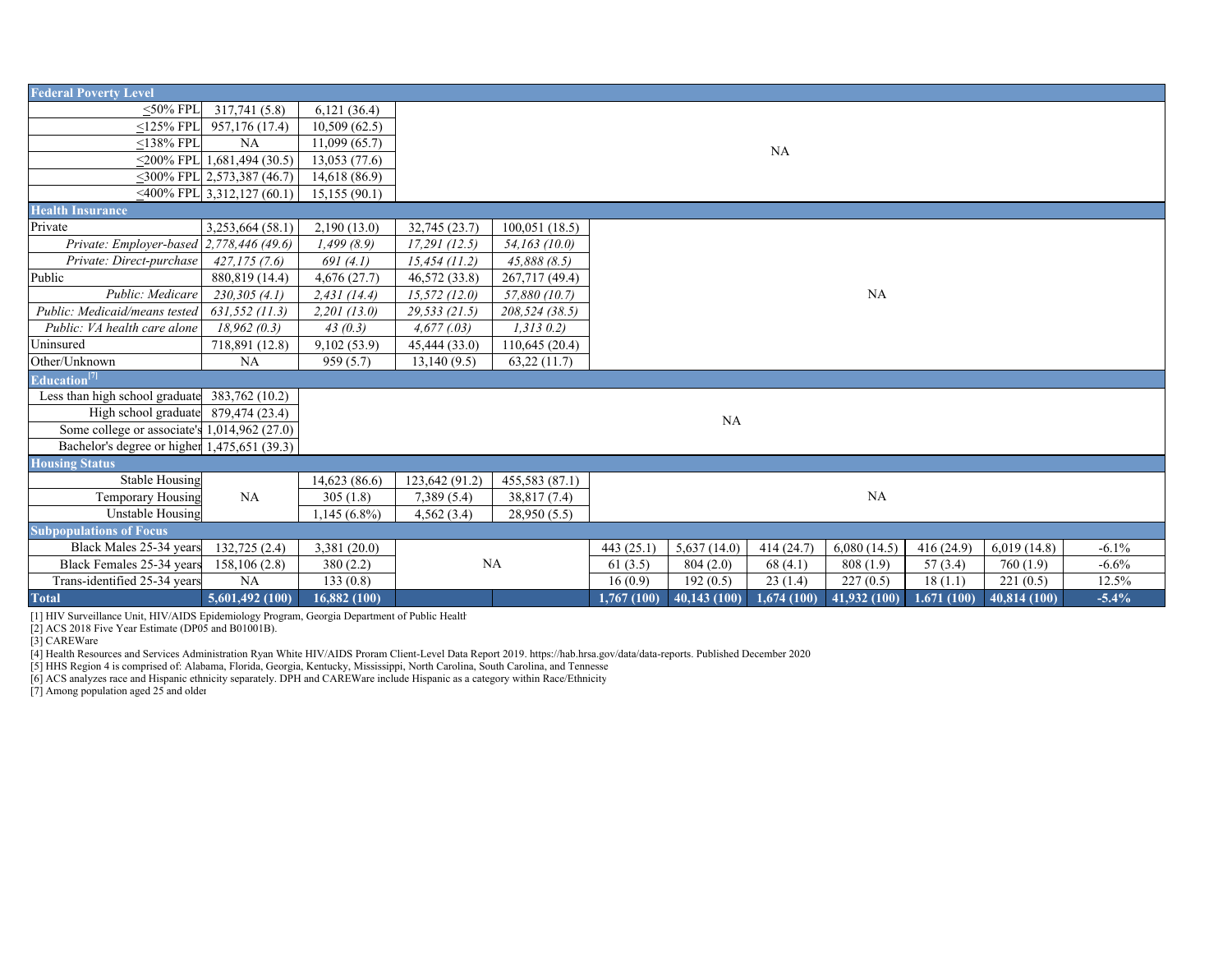| | | | | | | | | | | | |
|---|---|---|---|---|---|---|---|---|---|---|---|
| **Federal Poverty Level** | | | | | | | | | | | |
| ≤50% FPL | 317,741 (5.8) | 6,121 (36.4) | NA | | | | | | | | |
| ≤125% FPL | 957,176 (17.4) | 10,509 (62.5) | | | | | | | | | |
| ≤138% FPL | NA | 11,099 (65.7) | | | | | | | | | |
| ≤200% FPL | 1,681,494 (30.5) | 13,053 (77.6) | | | | | | | | | |
| ≤300% FPL | 2,573,387 (46.7) | 14,618 (86.9) | | | | | | | | | |
| ≤400% FPL | 3,312,127 (60.1) | 15,155 (90.1) | | | | | | | | | |
| **Health Insurance** | | | | | | | | | | | |
| Private | 3,253,664 (58.1) | 2,190 (13.0) | 32,745 (23.7) | 100,051 (18.5) | NA | | | | | | |
| *Private: Employer-based* | *2,778,446 (49.6)* | *1,499 (8.9)* | *17,291 (12.5)* | *54,163 (10.0)* | | | | | | | |
| *Private: Direct-purchase* | *427,175 (7.6)* | *691 (4.1)* | *15,454 (11.2)* | *45,888 (8.5)* | | | | | | | |
| Public | 880,819 (14.4) | 4,676 (27.7) | 46,572 (33.8) | 267,717 (49.4) | | | | | | | |
| *Public: Medicare* | *230,305 (4.1)* | *2,431 (14.4)* | *15,572 (12.0)* | *57,880 (10.7)* | | | | | | | |
| *Public: Medicaid/means tested* | *631,552 (11.3)* | *2,201 (13.0)* | *29,533 (21.5)* | *208,524 (38.5)* | | | | | | | |
| *Public: VA health care alone* | *18,962 (0.3)* | *43 (0.3)* | *4,677 (.03)* | *1,313 0.2)* | | | | | | | |
| Uninsured | 718,891 (12.8) | 9,102 (53.9) | 45,444 (33.0) | 110,645 (20.4) | | | | | | | |
| Other/Unknown | NA | 959 (5.7) | 13,140 (9.5) | 63,22 (11.7) | | | | | | | |
| **Education[7]** | | | | | | | | | | | |
| Less than high school graduate | 383,762 (10.2) | NA | | | | | | | | | |
| High school graduate | 879,474 (23.4) | | | | | | | | | | |
| Some college or associate's | 1,014,962 (27.0) | | | | | | | | | | |
| Bachelor's degree or higher | 1,475,651 (39.3) | | | | | | | | | | |
| **Housing Status** | | | | | | | | | | | |
| Stable Housing | NA | 14,623 (86.6) | 123,642 (91.2) | 455,583 (87.1) | NA | | | | | | |
| Temporary Housing | | 305 (1.8) | 7,389 (5.4) | 38,817 (7.4) | | | | | | | |
| Unstable Housing | | 1,145 (6.8%) | 4,562 (3.4) | 28,950 (5.5) | | | | | | | |
| **Subpopulations of Focus** | | | | | | | | | | | |
| Black Males 25-34 years | 132,725 (2.4) | 3,381 (20.0) | NA | | 443 (25.1) | 5,637 (14.0) | 414 (24.7) | 6,080 (14.5) | 416 (24.9) | 6,019 (14.8) | -6.1% |
| Black Females 25-34 years | 158,106 (2.8) | 380 (2.2) | | | 61 (3.5) | 804 (2.0) | 68 (4.1) | 808 (1.9) | 57 (3.4) | 760 (1.9) | -6.6% |
| Trans-identified 25-34 years | NA | 133 (0.8) | | | 16 (0.9) | 192 (0.5) | 23 (1.4) | 227 (0.5) | 18 (1.1) | 221 (0.5) | 12.5% |
| **Total** | **5,601,492 (100)** | **16,882 (100)** | | | **1,767 (100)** | **40,143 (100)** | **1,674 (100)** | **41,932 (100)** | **1.671 (100)** | **40,814 (100)** | **-5.4%** |

[1] HIV Surveillance Unit, HIV/AIDS Epidemiology Program, Georgia Department of Public Health

[2] ACS 2018 Five Year Estimate (DP05 and B01001B).

[3] CAREWare

[4] Health Resources and Services Administration Ryan White HIV/AIDS Proram Client-Level Data Report 2019. https://hab.hrsa.gov/data/data-reports. Published December 2020

[5] HHS Region 4 is comprised of: Alabama, Florida, Georgia, Kentucky, Mississippi, North Carolina, South Carolina, and Tennesse

[6] ACS analyzes race and Hispanic ethnicity separately. DPH and CAREWare include Hispanic as a category within Race/Ethnicity

[7] Among population aged 25 and older